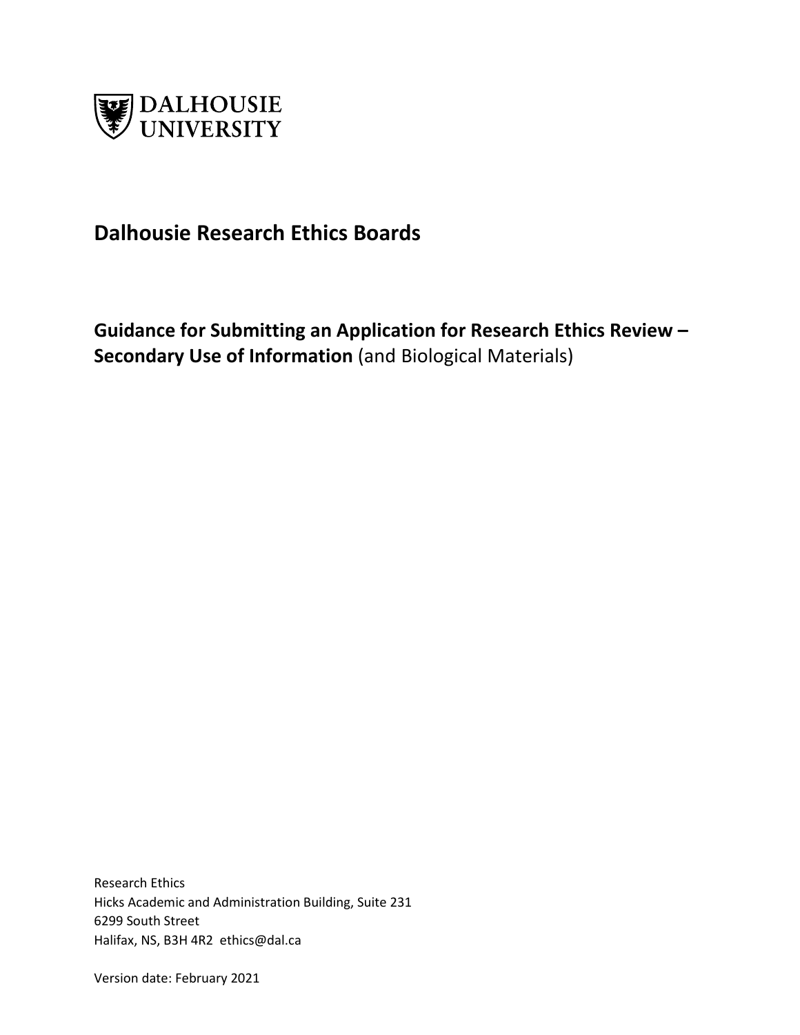DALHOUSIE UNIVERSITY

# Dalhousie Research Ethics Boards

## Guidance for Submitting an Application for Research Ethics Review – Secondary Use of Information (and Biological Materials)

Research Ethics
Hicks Academic and Administration Building, Suite 231
6299 South Street
Halifax, NS, B3H 4R2 ethics@dal.ca

Version date: February 2021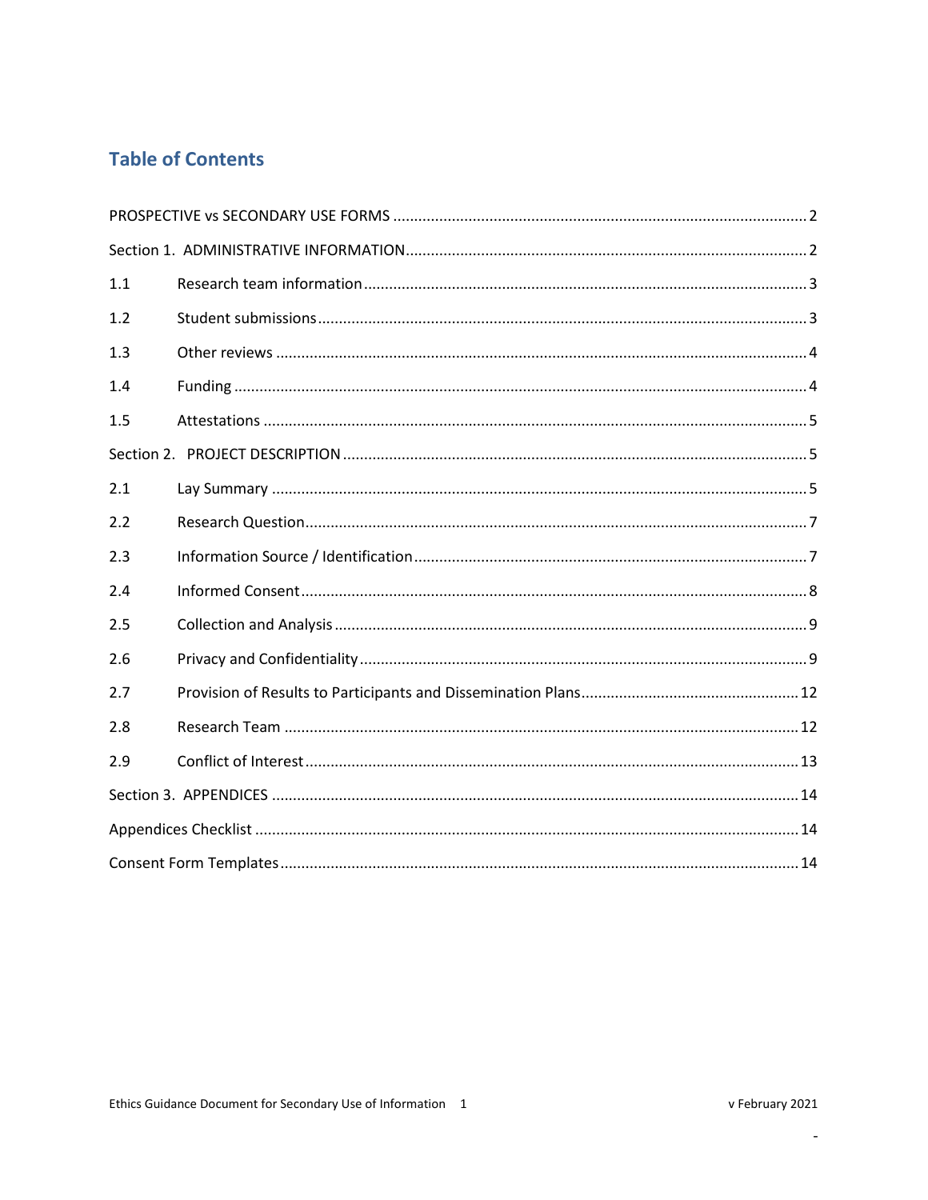## Table of Contents

PROSPECTIVE vs SECONDARY USE FORMS .................................................. 2

Section 1. ADMINISTRATIVE INFORMATION .................................................. 2

1.1 Research team information .................................................. 3

1.2 Student submissions .................................................. 3

1.3 Other reviews .................................................. 4

1.4 Funding .................................................. 4

1.5 Attestations .................................................. 5

Section 2. PROJECT DESCRIPTION .................................................. 5

2.1 Lay Summary .................................................. 5

2.2 Research Question .................................................. 7

2.3 Information Source / Identification .................................................. 7

2.4 Informed Consent .................................................. 8

2.5 Collection and Analysis .................................................. 9

2.6 Privacy and Confidentiality .................................................. 9

2.7 Provision of Results to Participants and Dissemination Plans .................................................. 12

2.8 Research Team .................................................. 12

2.9 Conflict of Interest .................................................. 13

Section 3. APPENDICES .................................................. 14

Appendices Checklist .................................................. 14

Consent Form Templates .................................................. 14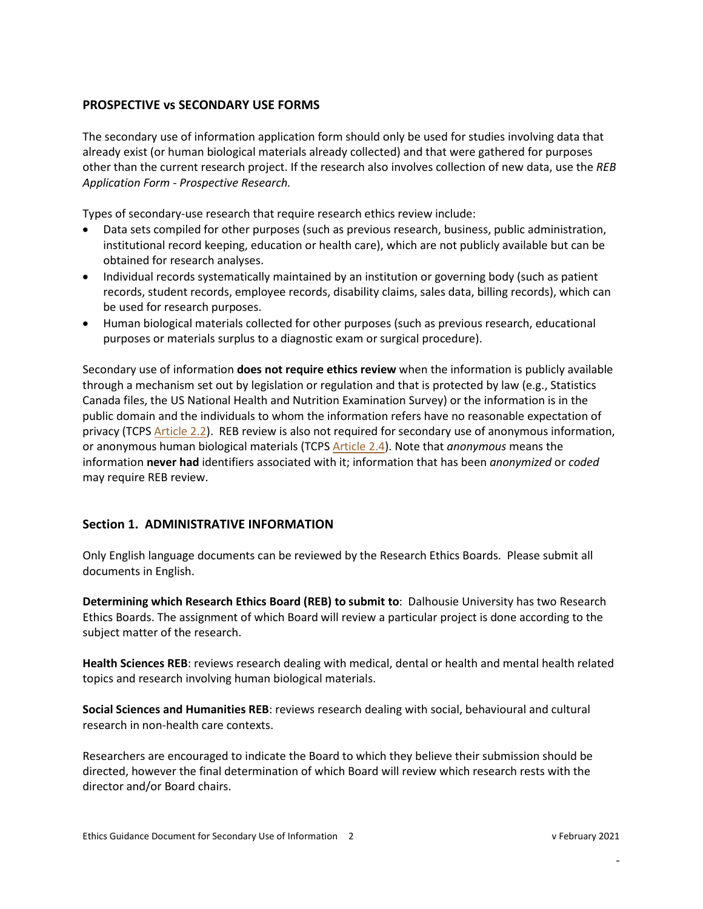## PROSPECTIVE vs SECONDARY USE FORMS

The secondary use of information application form should only be used for studies involving data that already exist (or human biological materials already collected) and that were gathered for purposes other than the current research project. If the research also involves collection of new data, use the *REB Application Form - Prospective Research.*

Types of secondary-use research that require research ethics review include:

- Data sets compiled for other purposes (such as previous research, business, public administration, institutional record keeping, education or health care), which are not publicly available but can be obtained for research analyses.
- Individual records systematically maintained by an institution or governing body (such as patient records, student records, employee records, disability claims, sales data, billing records), which can be used for research purposes.
- Human biological materials collected for other purposes (such as previous research, educational purposes or materials surplus to a diagnostic exam or surgical procedure).

Secondary use of information **does not require ethics review** when the information is publicly available through a mechanism set out by legislation or regulation and that is protected by law (e.g., Statistics Canada files, the US National Health and Nutrition Examination Survey) or the information is in the public domain and the individuals to whom the information refers have no reasonable expectation of privacy (TCPS Article 2.2). REB review is also not required for secondary use of anonymous information, or anonymous human biological materials (TCPS Article 2.4). Note that *anonymous* means the information **never had** identifiers associated with it; information that has been *anonymized* or *coded* may require REB review.

## Section 1. ADMINISTRATIVE INFORMATION

Only English language documents can be reviewed by the Research Ethics Boards. Please submit all documents in English.

**Determining which Research Ethics Board (REB) to submit to**: Dalhousie University has two Research Ethics Boards. The assignment of which Board will review a particular project is done according to the subject matter of the research.

**Health Sciences REB**: reviews research dealing with medical, dental or health and mental health related topics and research involving human biological materials.

**Social Sciences and Humanities REB**: reviews research dealing with social, behavioural and cultural research in non-health care contexts.

Researchers are encouraged to indicate the Board to which they believe their submission should be directed, however the final determination of which Board will review which research rests with the director and/or Board chairs.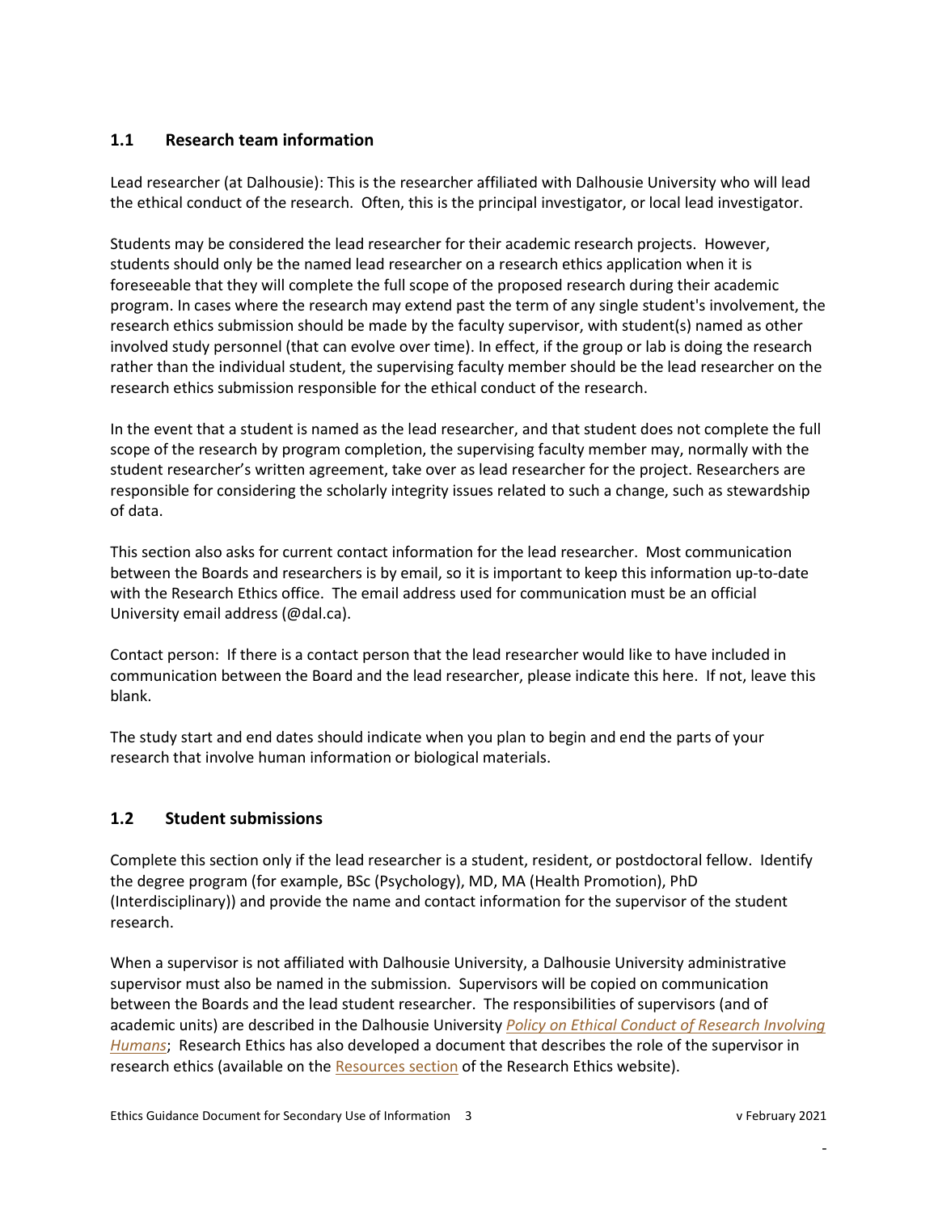### 1.1 Research team information

Lead researcher (at Dalhousie): This is the researcher affiliated with Dalhousie University who will lead the ethical conduct of the research. Often, this is the principal investigator, or local lead investigator.

Students may be considered the lead researcher for their academic research projects. However, students should only be the named lead researcher on a research ethics application when it is foreseeable that they will complete the full scope of the proposed research during their academic program. In cases where the research may extend past the term of any single student's involvement, the research ethics submission should be made by the faculty supervisor, with student(s) named as other involved study personnel (that can evolve over time). In effect, if the group or lab is doing the research rather than the individual student, the supervising faculty member should be the lead researcher on the research ethics submission responsible for the ethical conduct of the research.

In the event that a student is named as the lead researcher, and that student does not complete the full scope of the research by program completion, the supervising faculty member may, normally with the student researcher's written agreement, take over as lead researcher for the project. Researchers are responsible for considering the scholarly integrity issues related to such a change, such as stewardship of data.

This section also asks for current contact information for the lead researcher. Most communication between the Boards and researchers is by email, so it is important to keep this information up-to-date with the Research Ethics office. The email address used for communication must be an official University email address (@dal.ca).

Contact person: If there is a contact person that the lead researcher would like to have included in communication between the Board and the lead researcher, please indicate this here. If not, leave this blank.

The study start and end dates should indicate when you plan to begin and end the parts of your research that involve human information or biological materials.

### 1.2 Student submissions

Complete this section only if the lead researcher is a student, resident, or postdoctoral fellow. Identify the degree program (for example, BSc (Psychology), MD, MA (Health Promotion), PhD (Interdisciplinary)) and provide the name and contact information for the supervisor of the student research.

When a supervisor is not affiliated with Dalhousie University, a Dalhousie University administrative supervisor must also be named in the submission. Supervisors will be copied on communication between the Boards and the lead student researcher. The responsibilities of supervisors (and of academic units) are described in the Dalhousie University *Policy on Ethical Conduct of Research Involving Humans*; Research Ethics has also developed a document that describes the role of the supervisor in research ethics (available on the Resources section of the Research Ethics website).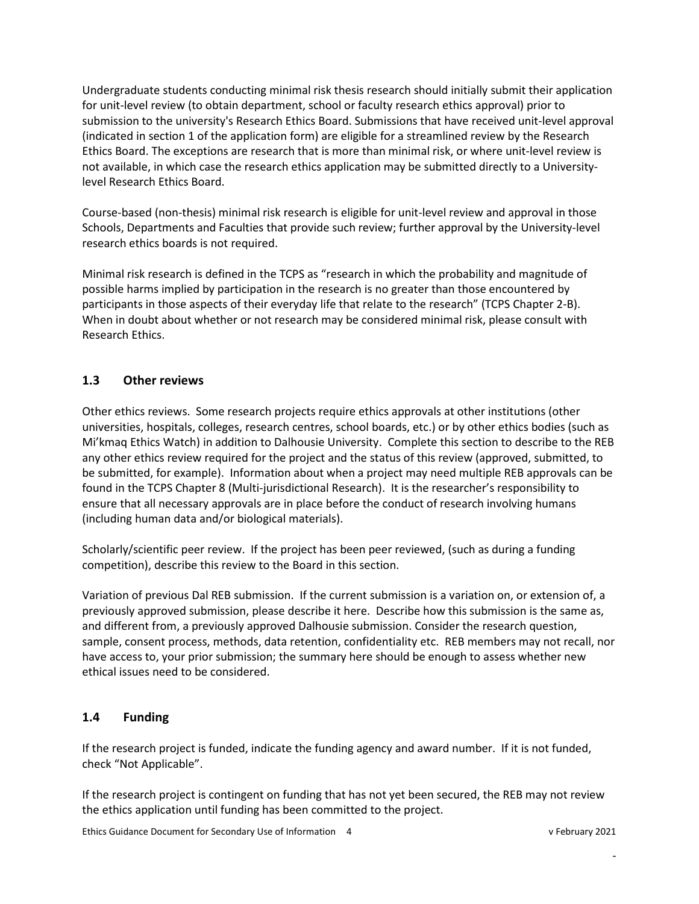Undergraduate students conducting minimal risk thesis research should initially submit their application for unit-level review (to obtain department, school or faculty research ethics approval) prior to submission to the university's Research Ethics Board. Submissions that have received unit-level approval (indicated in section 1 of the application form) are eligible for a streamlined review by the Research Ethics Board. The exceptions are research that is more than minimal risk, or where unit-level review is not available, in which case the research ethics application may be submitted directly to a University-level Research Ethics Board.

Course-based (non-thesis) minimal risk research is eligible for unit-level review and approval in those Schools, Departments and Faculties that provide such review; further approval by the University-level research ethics boards is not required.

Minimal risk research is defined in the TCPS as "research in which the probability and magnitude of possible harms implied by participation in the research is no greater than those encountered by participants in those aspects of their everyday life that relate to the research" (TCPS Chapter 2-B). When in doubt about whether or not research may be considered minimal risk, please consult with Research Ethics.

## 1.3 Other reviews

Other ethics reviews. Some research projects require ethics approvals at other institutions (other universities, hospitals, colleges, research centres, school boards, etc.) or by other ethics bodies (such as Mi'kmaq Ethics Watch) in addition to Dalhousie University. Complete this section to describe to the REB any other ethics review required for the project and the status of this review (approved, submitted, to be submitted, for example). Information about when a project may need multiple REB approvals can be found in the TCPS Chapter 8 (Multi-jurisdictional Research). It is the researcher's responsibility to ensure that all necessary approvals are in place before the conduct of research involving humans (including human data and/or biological materials).

Scholarly/scientific peer review. If the project has been peer reviewed, (such as during a funding competition), describe this review to the Board in this section.

Variation of previous Dal REB submission. If the current submission is a variation on, or extension of, a previously approved submission, please describe it here. Describe how this submission is the same as, and different from, a previously approved Dalhousie submission. Consider the research question, sample, consent process, methods, data retention, confidentiality etc. REB members may not recall, nor have access to, your prior submission; the summary here should be enough to assess whether new ethical issues need to be considered.

## 1.4 Funding

If the research project is funded, indicate the funding agency and award number. If it is not funded, check "Not Applicable".

If the research project is contingent on funding that has not yet been secured, the REB may not review the ethics application until funding has been committed to the project.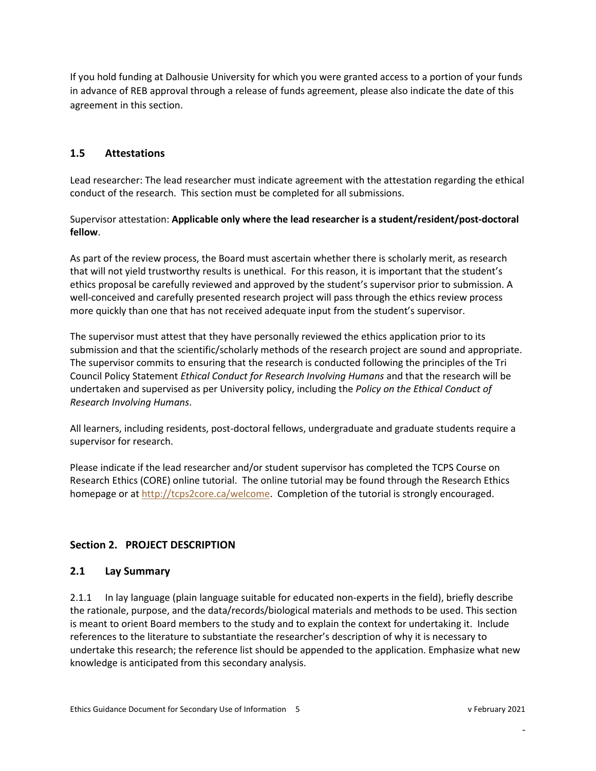If you hold funding at Dalhousie University for which you were granted access to a portion of your funds in advance of REB approval through a release of funds agreement, please also indicate the date of this agreement in this section.

### 1.5 Attestations

Lead researcher: The lead researcher must indicate agreement with the attestation regarding the ethical conduct of the research. This section must be completed for all submissions.

Supervisor attestation: **Applicable only where the lead researcher is a student/resident/post-doctoral fellow**.

As part of the review process, the Board must ascertain whether there is scholarly merit, as research that will not yield trustworthy results is unethical. For this reason, it is important that the student's ethics proposal be carefully reviewed and approved by the student's supervisor prior to submission. A well-conceived and carefully presented research project will pass through the ethics review process more quickly than one that has not received adequate input from the student's supervisor.

The supervisor must attest that they have personally reviewed the ethics application prior to its submission and that the scientific/scholarly methods of the research project are sound and appropriate. The supervisor commits to ensuring that the research is conducted following the principles of the Tri Council Policy Statement *Ethical Conduct for Research Involving Humans* and that the research will be undertaken and supervised as per University policy, including the *Policy on the Ethical Conduct of Research Involving Humans*.

All learners, including residents, post-doctoral fellows, undergraduate and graduate students require a supervisor for research.

Please indicate if the lead researcher and/or student supervisor has completed the TCPS Course on Research Ethics (CORE) online tutorial. The online tutorial may be found through the Research Ethics homepage or at http://tcps2core.ca/welcome. Completion of the tutorial is strongly encouraged.

## Section 2. PROJECT DESCRIPTION

### 2.1 Lay Summary

2.1.1 In lay language (plain language suitable for educated non-experts in the field), briefly describe the rationale, purpose, and the data/records/biological materials and methods to be used. This section is meant to orient Board members to the study and to explain the context for undertaking it. Include references to the literature to substantiate the researcher's description of why it is necessary to undertake this research; the reference list should be appended to the application. Emphasize what new knowledge is anticipated from this secondary analysis.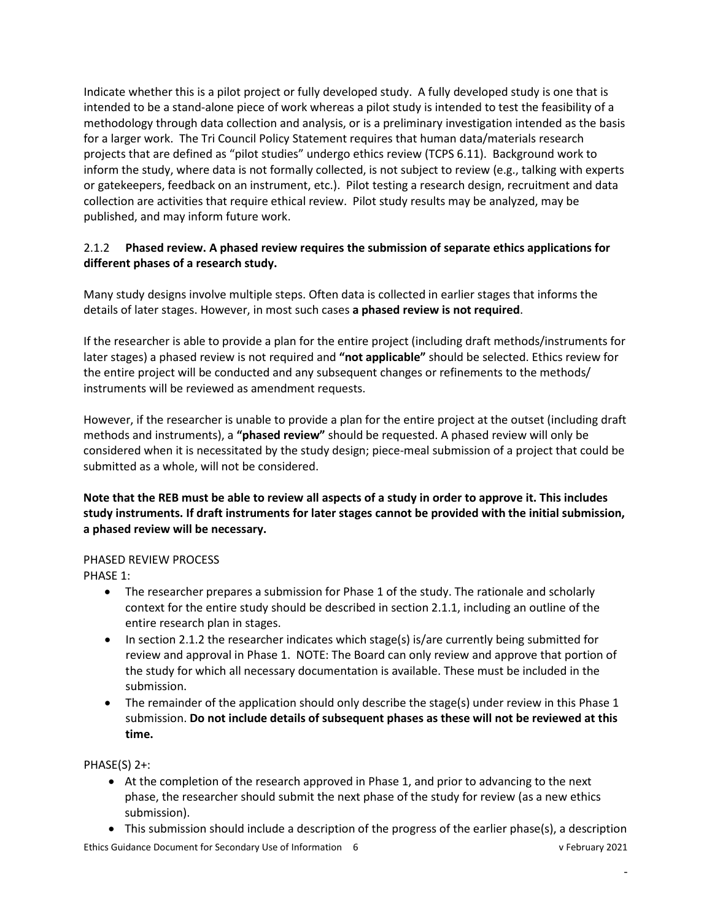Indicate whether this is a pilot project or fully developed study. A fully developed study is one that is intended to be a stand-alone piece of work whereas a pilot study is intended to test the feasibility of a methodology through data collection and analysis, or is a preliminary investigation intended as the basis for a larger work. The Tri Council Policy Statement requires that human data/materials research projects that are defined as "pilot studies" undergo ethics review (TCPS 6.11). Background work to inform the study, where data is not formally collected, is not subject to review (e.g., talking with experts or gatekeepers, feedback on an instrument, etc.). Pilot testing a research design, recruitment and data collection are activities that require ethical review. Pilot study results may be analyzed, may be published, and may inform future work.

2.1.2 **Phased review. A phased review requires the submission of separate ethics applications for different phases of a research study.**

Many study designs involve multiple steps. Often data is collected in earlier stages that informs the details of later stages. However, in most such cases **a phased review is not required**.

If the researcher is able to provide a plan for the entire project (including draft methods/instruments for later stages) a phased review is not required and **"not applicable"** should be selected. Ethics review for the entire project will be conducted and any subsequent changes or refinements to the methods/ instruments will be reviewed as amendment requests.

However, if the researcher is unable to provide a plan for the entire project at the outset (including draft methods and instruments), a **"phased review"** should be requested. A phased review will only be considered when it is necessitated by the study design; piece-meal submission of a project that could be submitted as a whole, will not be considered.

**Note that the REB must be able to review all aspects of a study in order to approve it. This includes study instruments. If draft instruments for later stages cannot be provided with the initial submission, a phased review will be necessary.**

PHASED REVIEW PROCESS

PHASE 1:

- The researcher prepares a submission for Phase 1 of the study. The rationale and scholarly context for the entire study should be described in section 2.1.1, including an outline of the entire research plan in stages.
- In section 2.1.2 the researcher indicates which stage(s) is/are currently being submitted for review and approval in Phase 1. NOTE: The Board can only review and approve that portion of the study for which all necessary documentation is available. These must be included in the submission.
- The remainder of the application should only describe the stage(s) under review in this Phase 1 submission. **Do not include details of subsequent phases as these will not be reviewed at this time.**

PHASE(S) 2+:

- At the completion of the research approved in Phase 1, and prior to advancing to the next phase, the researcher should submit the next phase of the study for review (as a new ethics submission).
- This submission should include a description of the progress of the earlier phase(s), a description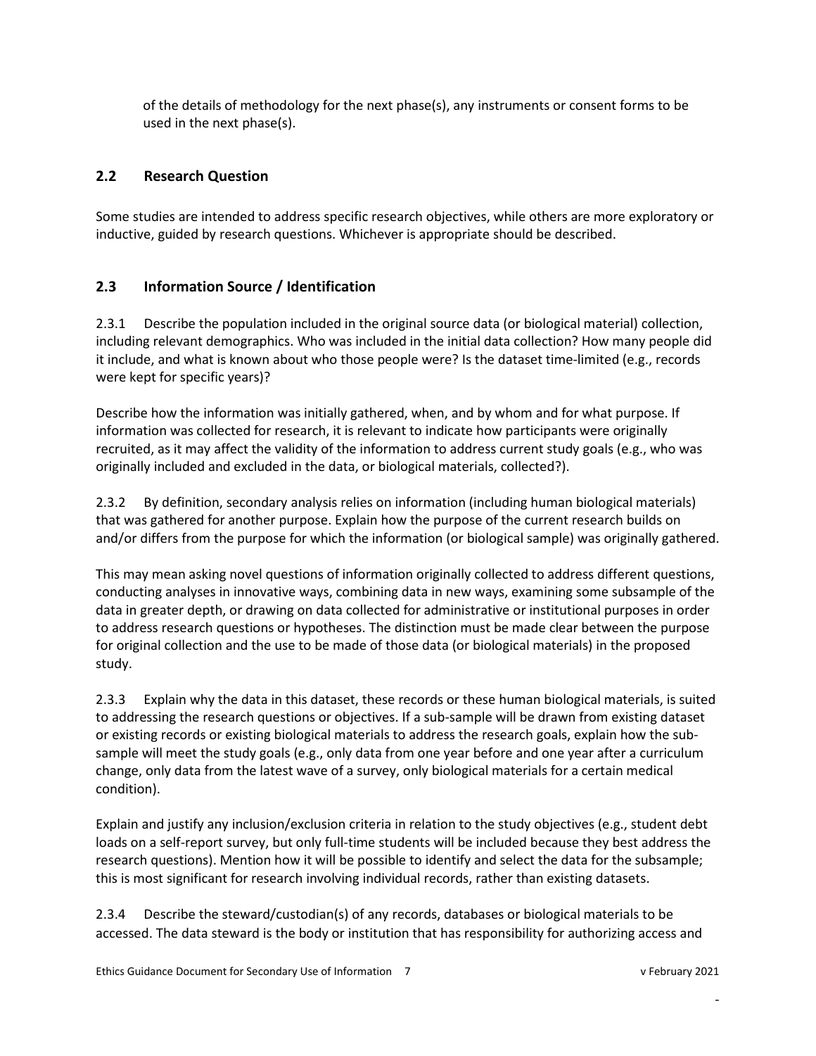of the details of methodology for the next phase(s), any instruments or consent forms to be used in the next phase(s).

## 2.2 Research Question

Some studies are intended to address specific research objectives, while others are more exploratory or inductive, guided by research questions. Whichever is appropriate should be described.

## 2.3 Information Source / Identification

2.3.1 Describe the population included in the original source data (or biological material) collection, including relevant demographics. Who was included in the initial data collection? How many people did it include, and what is known about who those people were? Is the dataset time-limited (e.g., records were kept for specific years)?

Describe how the information was initially gathered, when, and by whom and for what purpose. If information was collected for research, it is relevant to indicate how participants were originally recruited, as it may affect the validity of the information to address current study goals (e.g., who was originally included and excluded in the data, or biological materials, collected?).

2.3.2 By definition, secondary analysis relies on information (including human biological materials) that was gathered for another purpose. Explain how the purpose of the current research builds on and/or differs from the purpose for which the information (or biological sample) was originally gathered.

This may mean asking novel questions of information originally collected to address different questions, conducting analyses in innovative ways, combining data in new ways, examining some subsample of the data in greater depth, or drawing on data collected for administrative or institutional purposes in order to address research questions or hypotheses. The distinction must be made clear between the purpose for original collection and the use to be made of those data (or biological materials) in the proposed study.

2.3.3 Explain why the data in this dataset, these records or these human biological materials, is suited to addressing the research questions or objectives. If a sub-sample will be drawn from existing dataset or existing records or existing biological materials to address the research goals, explain how the sub-sample will meet the study goals (e.g., only data from one year before and one year after a curriculum change, only data from the latest wave of a survey, only biological materials for a certain medical condition).

Explain and justify any inclusion/exclusion criteria in relation to the study objectives (e.g., student debt loads on a self-report survey, but only full-time students will be included because they best address the research questions). Mention how it will be possible to identify and select the data for the subsample; this is most significant for research involving individual records, rather than existing datasets.

2.3.4 Describe the steward/custodian(s) of any records, databases or biological materials to be accessed. The data steward is the body or institution that has responsibility for authorizing access and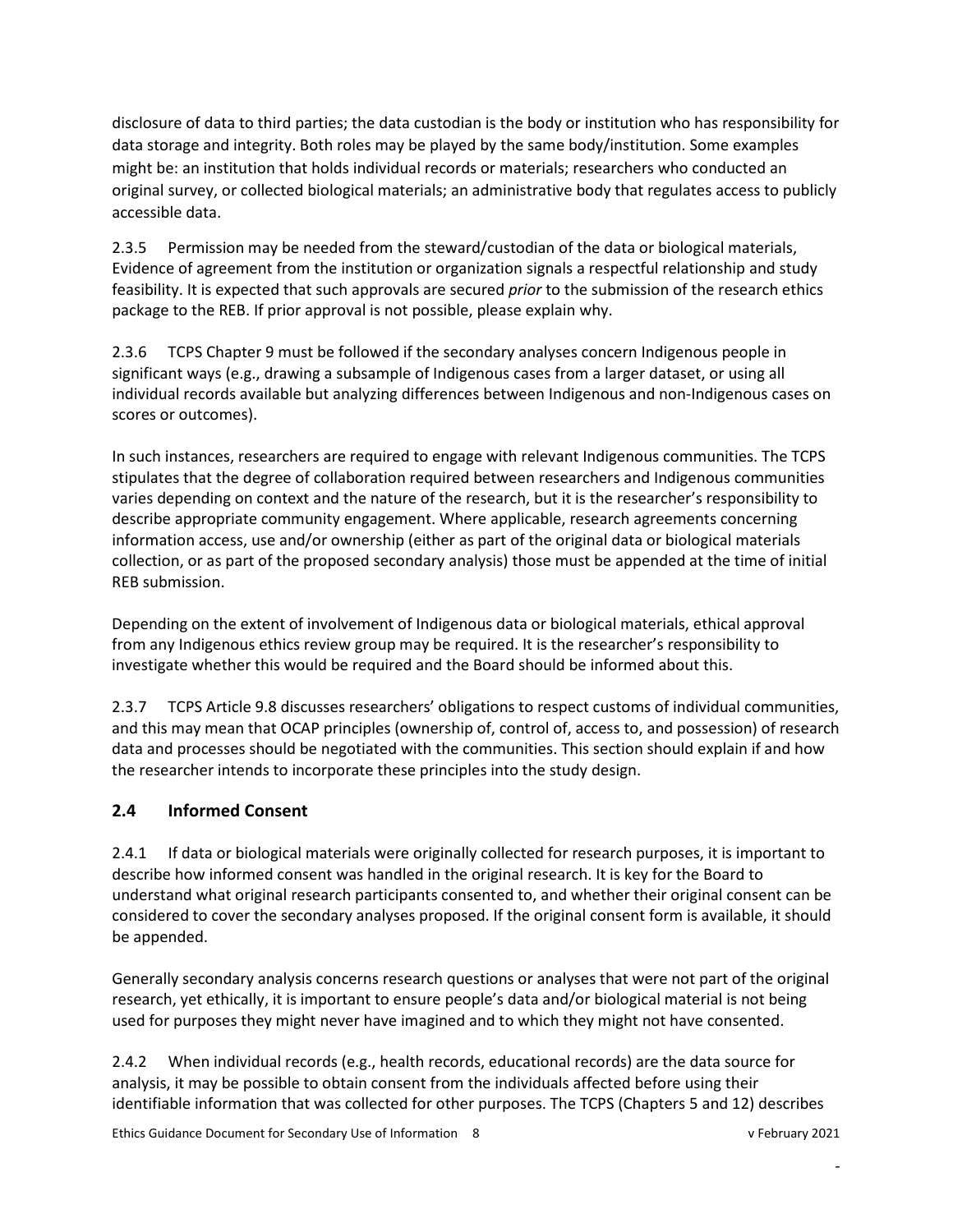disclosure of data to third parties; the data custodian is the body or institution who has responsibility for data storage and integrity. Both roles may be played by the same body/institution. Some examples might be: an institution that holds individual records or materials; researchers who conducted an original survey, or collected biological materials; an administrative body that regulates access to publicly accessible data.

2.3.5 Permission may be needed from the steward/custodian of the data or biological materials, Evidence of agreement from the institution or organization signals a respectful relationship and study feasibility. It is expected that such approvals are secured *prior* to the submission of the research ethics package to the REB. If prior approval is not possible, please explain why.

2.3.6 TCPS Chapter 9 must be followed if the secondary analyses concern Indigenous people in significant ways (e.g., drawing a subsample of Indigenous cases from a larger dataset, or using all individual records available but analyzing differences between Indigenous and non-Indigenous cases on scores or outcomes).

In such instances, researchers are required to engage with relevant Indigenous communities. The TCPS stipulates that the degree of collaboration required between researchers and Indigenous communities varies depending on context and the nature of the research, but it is the researcher's responsibility to describe appropriate community engagement. Where applicable, research agreements concerning information access, use and/or ownership (either as part of the original data or biological materials collection, or as part of the proposed secondary analysis) those must be appended at the time of initial REB submission.

Depending on the extent of involvement of Indigenous data or biological materials, ethical approval from any Indigenous ethics review group may be required. It is the researcher's responsibility to investigate whether this would be required and the Board should be informed about this.

2.3.7 TCPS Article 9.8 discusses researchers' obligations to respect customs of individual communities, and this may mean that OCAP principles (ownership of, control of, access to, and possession) of research data and processes should be negotiated with the communities. This section should explain if and how the researcher intends to incorporate these principles into the study design.

## 2.4 Informed Consent

2.4.1 If data or biological materials were originally collected for research purposes, it is important to describe how informed consent was handled in the original research. It is key for the Board to understand what original research participants consented to, and whether their original consent can be considered to cover the secondary analyses proposed. If the original consent form is available, it should be appended.

Generally secondary analysis concerns research questions or analyses that were not part of the original research, yet ethically, it is important to ensure people's data and/or biological material is not being used for purposes they might never have imagined and to which they might not have consented.

2.4.2 When individual records (e.g., health records, educational records) are the data source for analysis, it may be possible to obtain consent from the individuals affected before using their identifiable information that was collected for other purposes. The TCPS (Chapters 5 and 12) describes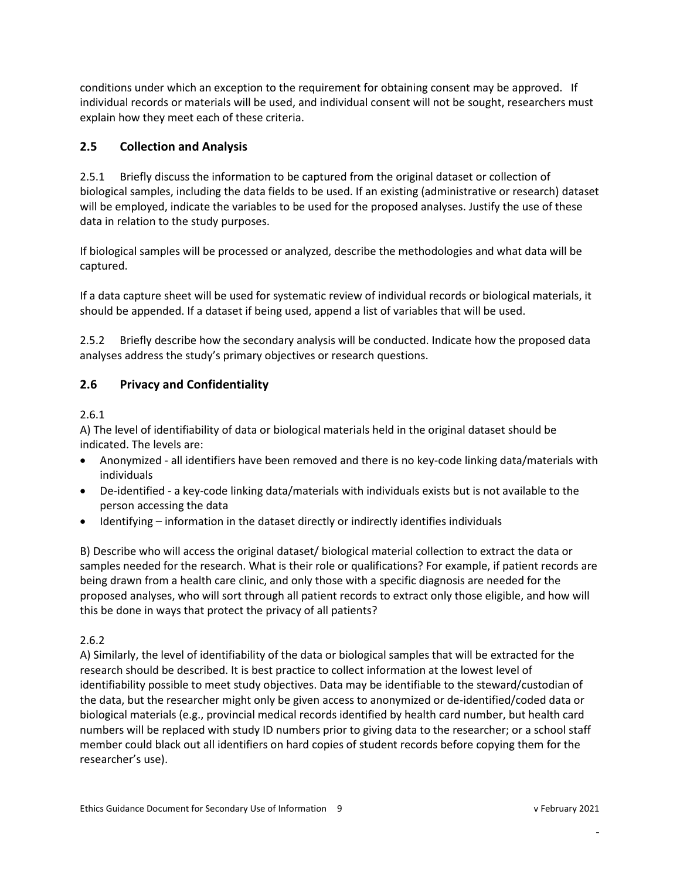conditions under which an exception to the requirement for obtaining consent may be approved. If individual records or materials will be used, and individual consent will not be sought, researchers must explain how they meet each of these criteria.

## 2.5 Collection and Analysis

2.5.1 Briefly discuss the information to be captured from the original dataset or collection of biological samples, including the data fields to be used. If an existing (administrative or research) dataset will be employed, indicate the variables to be used for the proposed analyses. Justify the use of these data in relation to the study purposes.

If biological samples will be processed or analyzed, describe the methodologies and what data will be captured.

If a data capture sheet will be used for systematic review of individual records or biological materials, it should be appended. If a dataset if being used, append a list of variables that will be used.

2.5.2 Briefly describe how the secondary analysis will be conducted. Indicate how the proposed data analyses address the study's primary objectives or research questions.

## 2.6 Privacy and Confidentiality

2.6.1

A) The level of identifiability of data or biological materials held in the original dataset should be indicated. The levels are:

- Anonymized - all identifiers have been removed and there is no key-code linking data/materials with individuals
- De-identified - a key-code linking data/materials with individuals exists but is not available to the person accessing the data
- Identifying – information in the dataset directly or indirectly identifies individuals

B) Describe who will access the original dataset/ biological material collection to extract the data or samples needed for the research. What is their role or qualifications? For example, if patient records are being drawn from a health care clinic, and only those with a specific diagnosis are needed for the proposed analyses, who will sort through all patient records to extract only those eligible, and how will this be done in ways that protect the privacy of all patients?

2.6.2

A) Similarly, the level of identifiability of the data or biological samples that will be extracted for the research should be described. It is best practice to collect information at the lowest level of identifiability possible to meet study objectives. Data may be identifiable to the steward/custodian of the data, but the researcher might only be given access to anonymized or de-identified/coded data or biological materials (e.g., provincial medical records identified by health card number, but health card numbers will be replaced with study ID numbers prior to giving data to the researcher; or a school staff member could black out all identifiers on hard copies of student records before copying them for the researcher's use).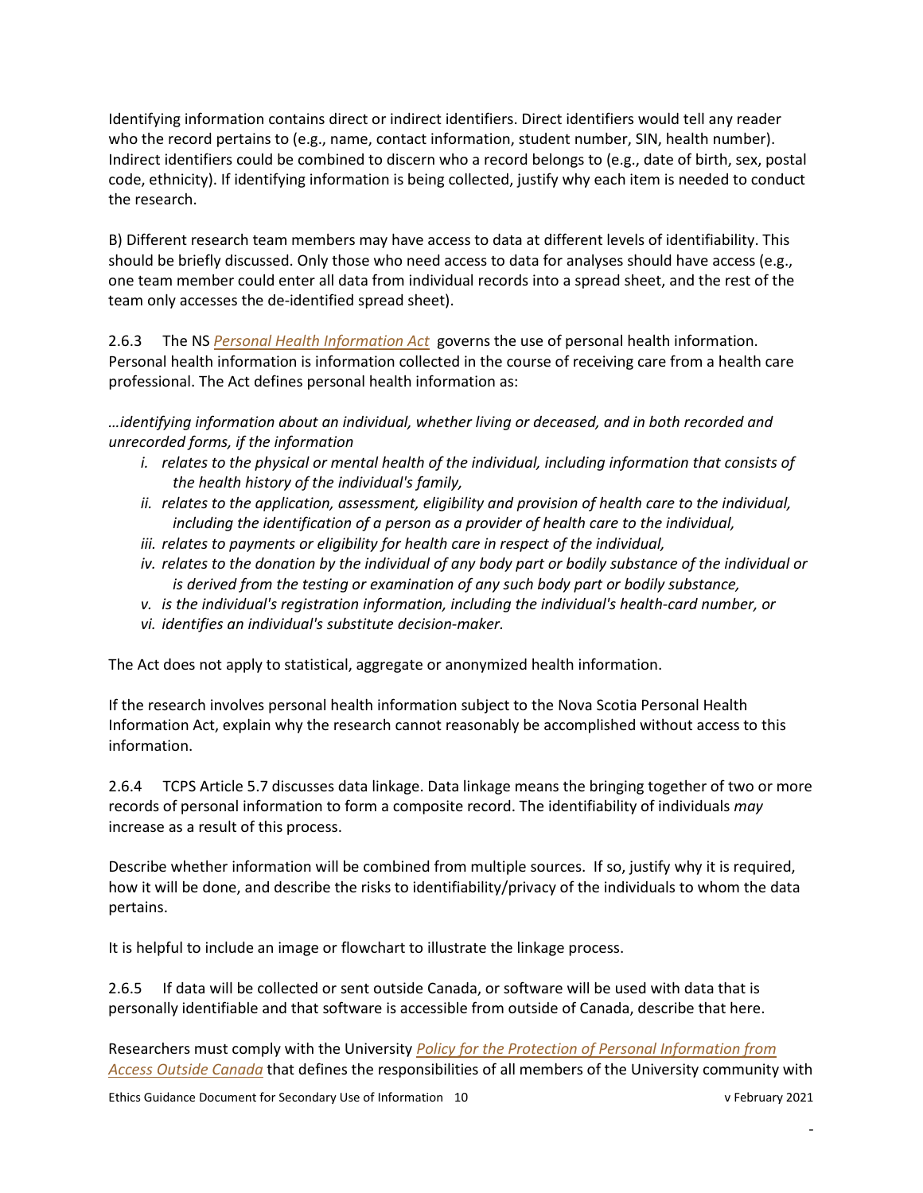Identifying information contains direct or indirect identifiers. Direct identifiers would tell any reader who the record pertains to (e.g., name, contact information, student number, SIN, health number). Indirect identifiers could be combined to discern who a record belongs to (e.g., date of birth, sex, postal code, ethnicity). If identifying information is being collected, justify why each item is needed to conduct the research.

B) Different research team members may have access to data at different levels of identifiability. This should be briefly discussed. Only those who need access to data for analyses should have access (e.g., one team member could enter all data from individual records into a spread sheet, and the rest of the team only accesses the de-identified spread sheet).

2.6.3 The NS *Personal Health Information Act* governs the use of personal health information. Personal health information is information collected in the course of receiving care from a health care professional. The Act defines personal health information as:

*…identifying information about an individual, whether living or deceased, and in both recorded and unrecorded forms, if the information*

- *i. relates to the physical or mental health of the individual, including information that consists of the health history of the individual's family,*
- *ii. relates to the application, assessment, eligibility and provision of health care to the individual, including the identification of a person as a provider of health care to the individual,*
- *iii. relates to payments or eligibility for health care in respect of the individual,*
- *iv. relates to the donation by the individual of any body part or bodily substance of the individual or is derived from the testing or examination of any such body part or bodily substance,*
- *v. is the individual's registration information, including the individual's health-card number, or*
- *vi. identifies an individual's substitute decision-maker.*

The Act does not apply to statistical, aggregate or anonymized health information.

If the research involves personal health information subject to the Nova Scotia Personal Health Information Act, explain why the research cannot reasonably be accomplished without access to this information.

2.6.4 TCPS Article 5.7 discusses data linkage. Data linkage means the bringing together of two or more records of personal information to form a composite record. The identifiability of individuals *may* increase as a result of this process.

Describe whether information will be combined from multiple sources. If so, justify why it is required, how it will be done, and describe the risks to identifiability/privacy of the individuals to whom the data pertains.

It is helpful to include an image or flowchart to illustrate the linkage process.

2.6.5 If data will be collected or sent outside Canada, or software will be used with data that is personally identifiable and that software is accessible from outside of Canada, describe that here.

Researchers must comply with the University *Policy for the Protection of Personal Information from Access Outside Canada* that defines the responsibilities of all members of the University community with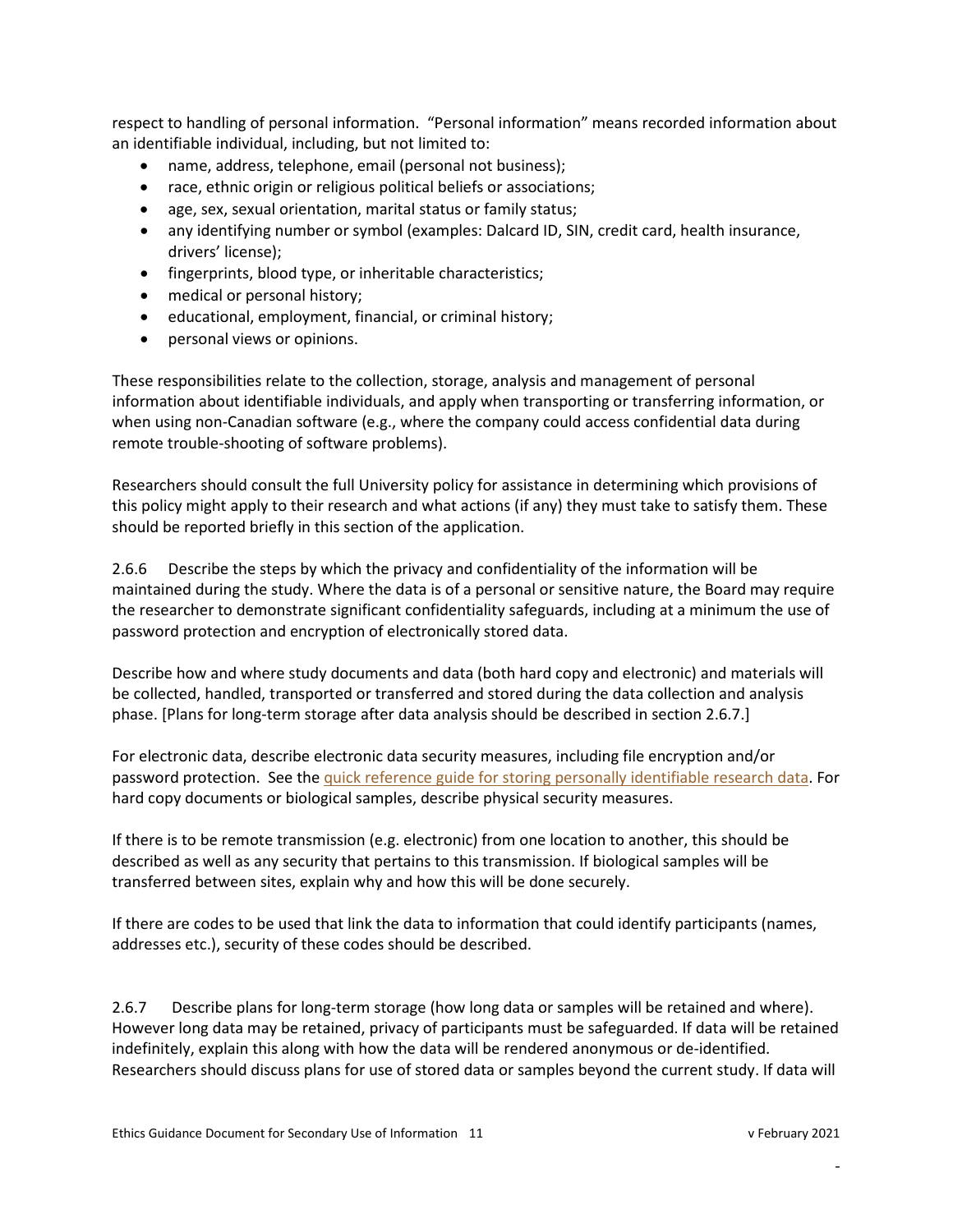respect to handling of personal information. "Personal information" means recorded information about an identifiable individual, including, but not limited to:

- name, address, telephone, email (personal not business);
- race, ethnic origin or religious political beliefs or associations;
- age, sex, sexual orientation, marital status or family status;
- any identifying number or symbol (examples: Dalcard ID, SIN, credit card, health insurance, drivers' license);
- fingerprints, blood type, or inheritable characteristics;
- medical or personal history;
- educational, employment, financial, or criminal history;
- personal views or opinions.

These responsibilities relate to the collection, storage, analysis and management of personal information about identifiable individuals, and apply when transporting or transferring information, or when using non-Canadian software (e.g., where the company could access confidential data during remote trouble-shooting of software problems).

Researchers should consult the full University policy for assistance in determining which provisions of this policy might apply to their research and what actions (if any) they must take to satisfy them. These should be reported briefly in this section of the application.

2.6.6 Describe the steps by which the privacy and confidentiality of the information will be maintained during the study. Where the data is of a personal or sensitive nature, the Board may require the researcher to demonstrate significant confidentiality safeguards, including at a minimum the use of password protection and encryption of electronically stored data.

Describe how and where study documents and data (both hard copy and electronic) and materials will be collected, handled, transported or transferred and stored during the data collection and analysis phase. [Plans for long-term storage after data analysis should be described in section 2.6.7.]

For electronic data, describe electronic data security measures, including file encryption and/or password protection. See the quick reference guide for storing personally identifiable research data. For hard copy documents or biological samples, describe physical security measures.

If there is to be remote transmission (e.g. electronic) from one location to another, this should be described as well as any security that pertains to this transmission. If biological samples will be transferred between sites, explain why and how this will be done securely.

If there are codes to be used that link the data to information that could identify participants (names, addresses etc.), security of these codes should be described.

2.6.7 Describe plans for long-term storage (how long data or samples will be retained and where). However long data may be retained, privacy of participants must be safeguarded. If data will be retained indefinitely, explain this along with how the data will be rendered anonymous or de-identified. Researchers should discuss plans for use of stored data or samples beyond the current study. If data will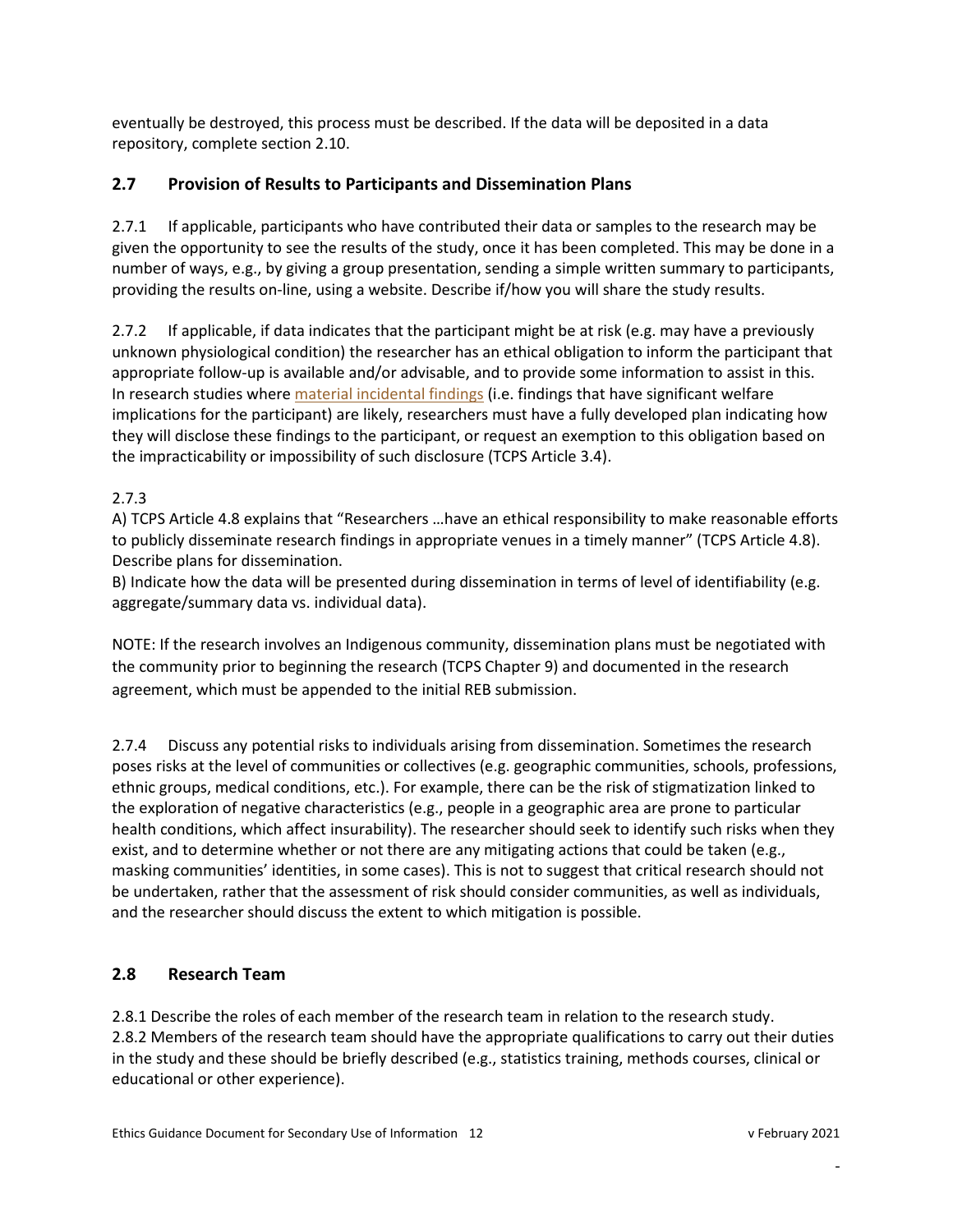eventually be destroyed, this process must be described. If the data will be deposited in a data repository, complete section 2.10.

## 2.7 Provision of Results to Participants and Dissemination Plans

2.7.1 If applicable, participants who have contributed their data or samples to the research may be given the opportunity to see the results of the study, once it has been completed. This may be done in a number of ways, e.g., by giving a group presentation, sending a simple written summary to participants, providing the results on-line, using a website. Describe if/how you will share the study results.

2.7.2 If applicable, if data indicates that the participant might be at risk (e.g. may have a previously unknown physiological condition) the researcher has an ethical obligation to inform the participant that appropriate follow-up is available and/or advisable, and to provide some information to assist in this. In research studies where material incidental findings (i.e. findings that have significant welfare implications for the participant) are likely, researchers must have a fully developed plan indicating how they will disclose these findings to the participant, or request an exemption to this obligation based on the impracticability or impossibility of such disclosure (TCPS Article 3.4).

2.7.3

A) TCPS Article 4.8 explains that "Researchers …have an ethical responsibility to make reasonable efforts to publicly disseminate research findings in appropriate venues in a timely manner" (TCPS Article 4.8). Describe plans for dissemination.

B) Indicate how the data will be presented during dissemination in terms of level of identifiability (e.g. aggregate/summary data vs. individual data).

NOTE: If the research involves an Indigenous community, dissemination plans must be negotiated with the community prior to beginning the research (TCPS Chapter 9) and documented in the research agreement, which must be appended to the initial REB submission.

2.7.4 Discuss any potential risks to individuals arising from dissemination. Sometimes the research poses risks at the level of communities or collectives (e.g. geographic communities, schools, professions, ethnic groups, medical conditions, etc.). For example, there can be the risk of stigmatization linked to the exploration of negative characteristics (e.g., people in a geographic area are prone to particular health conditions, which affect insurability). The researcher should seek to identify such risks when they exist, and to determine whether or not there are any mitigating actions that could be taken (e.g., masking communities' identities, in some cases). This is not to suggest that critical research should not be undertaken, rather that the assessment of risk should consider communities, as well as individuals, and the researcher should discuss the extent to which mitigation is possible.

## 2.8 Research Team

2.8.1 Describe the roles of each member of the research team in relation to the research study.

2.8.2 Members of the research team should have the appropriate qualifications to carry out their duties in the study and these should be briefly described (e.g., statistics training, methods courses, clinical or educational or other experience).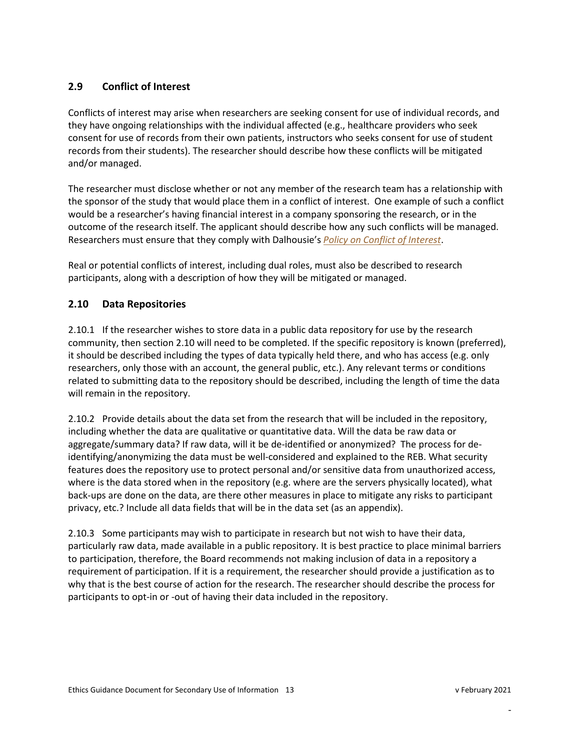## 2.9 Conflict of Interest

Conflicts of interest may arise when researchers are seeking consent for use of individual records, and they have ongoing relationships with the individual affected (e.g., healthcare providers who seek consent for use of records from their own patients, instructors who seeks consent for use of student records from their students). The researcher should describe how these conflicts will be mitigated and/or managed.

The researcher must disclose whether or not any member of the research team has a relationship with the sponsor of the study that would place them in a conflict of interest. One example of such a conflict would be a researcher's having financial interest in a company sponsoring the research, or in the outcome of the research itself. The applicant should describe how any such conflicts will be managed. Researchers must ensure that they comply with Dalhousie's *Policy on Conflict of Interest*.

Real or potential conflicts of interest, including dual roles, must also be described to research participants, along with a description of how they will be mitigated or managed.

## 2.10 Data Repositories

2.10.1 If the researcher wishes to store data in a public data repository for use by the research community, then section 2.10 will need to be completed. If the specific repository is known (preferred), it should be described including the types of data typically held there, and who has access (e.g. only researchers, only those with an account, the general public, etc.). Any relevant terms or conditions related to submitting data to the repository should be described, including the length of time the data will remain in the repository.

2.10.2 Provide details about the data set from the research that will be included in the repository, including whether the data are qualitative or quantitative data. Will the data be raw data or aggregate/summary data? If raw data, will it be de-identified or anonymized? The process for de-identifying/anonymizing the data must be well-considered and explained to the REB. What security features does the repository use to protect personal and/or sensitive data from unauthorized access, where is the data stored when in the repository (e.g. where are the servers physically located), what back-ups are done on the data, are there other measures in place to mitigate any risks to participant privacy, etc.? Include all data fields that will be in the data set (as an appendix).

2.10.3 Some participants may wish to participate in research but not wish to have their data, particularly raw data, made available in a public repository. It is best practice to place minimal barriers to participation, therefore, the Board recommends not making inclusion of data in a repository a requirement of participation. If it is a requirement, the researcher should provide a justification as to why that is the best course of action for the research. The researcher should describe the process for participants to opt-in or -out of having their data included in the repository.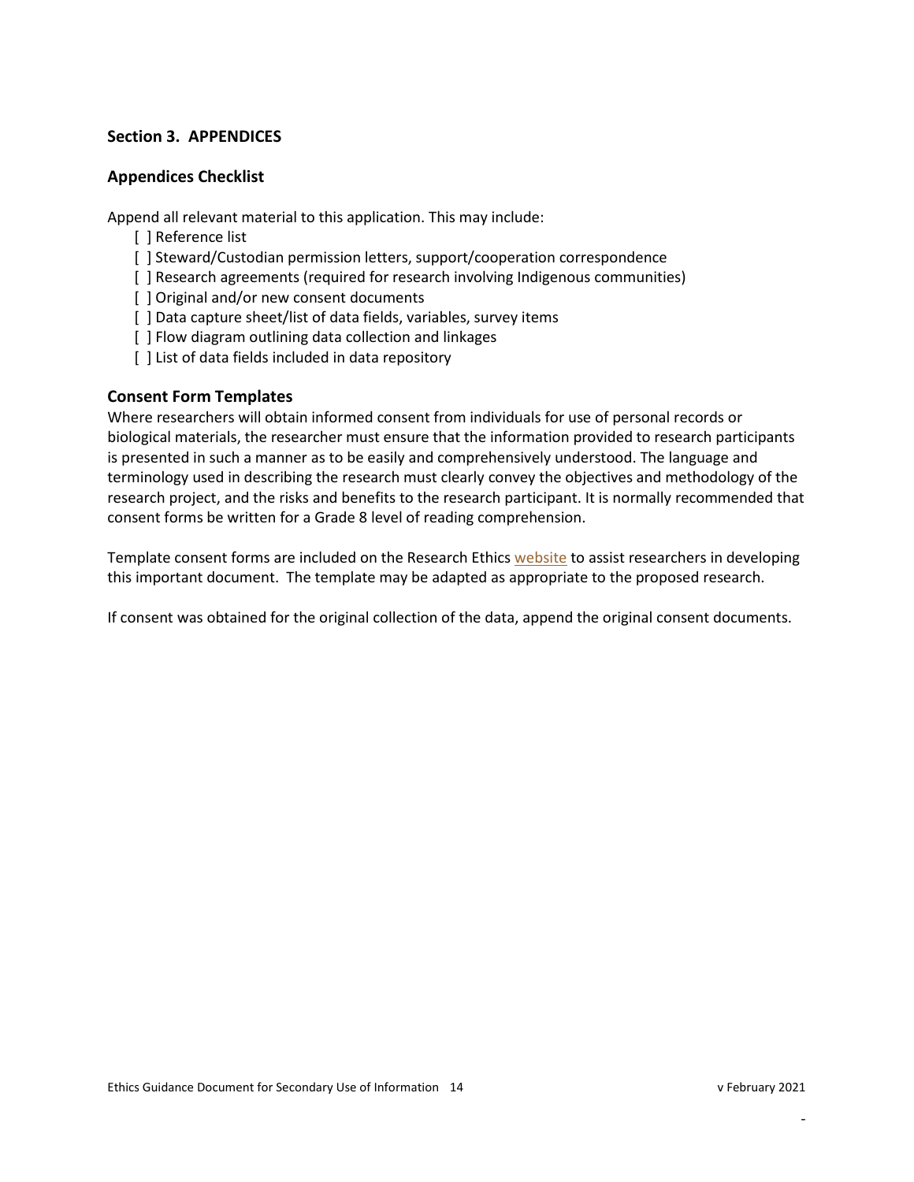## Section 3. APPENDICES

### Appendices Checklist

Append all relevant material to this application. This may include:

- [ ] Reference list
- [ ] Steward/Custodian permission letters, support/cooperation correspondence
- [ ] Research agreements (required for research involving Indigenous communities)
- [ ] Original and/or new consent documents
- [ ] Data capture sheet/list of data fields, variables, survey items
- [ ] Flow diagram outlining data collection and linkages
- [ ] List of data fields included in data repository

### Consent Form Templates

Where researchers will obtain informed consent from individuals for use of personal records or biological materials, the researcher must ensure that the information provided to research participants is presented in such a manner as to be easily and comprehensively understood. The language and terminology used in describing the research must clearly convey the objectives and methodology of the research project, and the risks and benefits to the research participant. It is normally recommended that consent forms be written for a Grade 8 level of reading comprehension.

Template consent forms are included on the Research Ethics website to assist researchers in developing this important document. The template may be adapted as appropriate to the proposed research.

If consent was obtained for the original collection of the data, append the original consent documents.